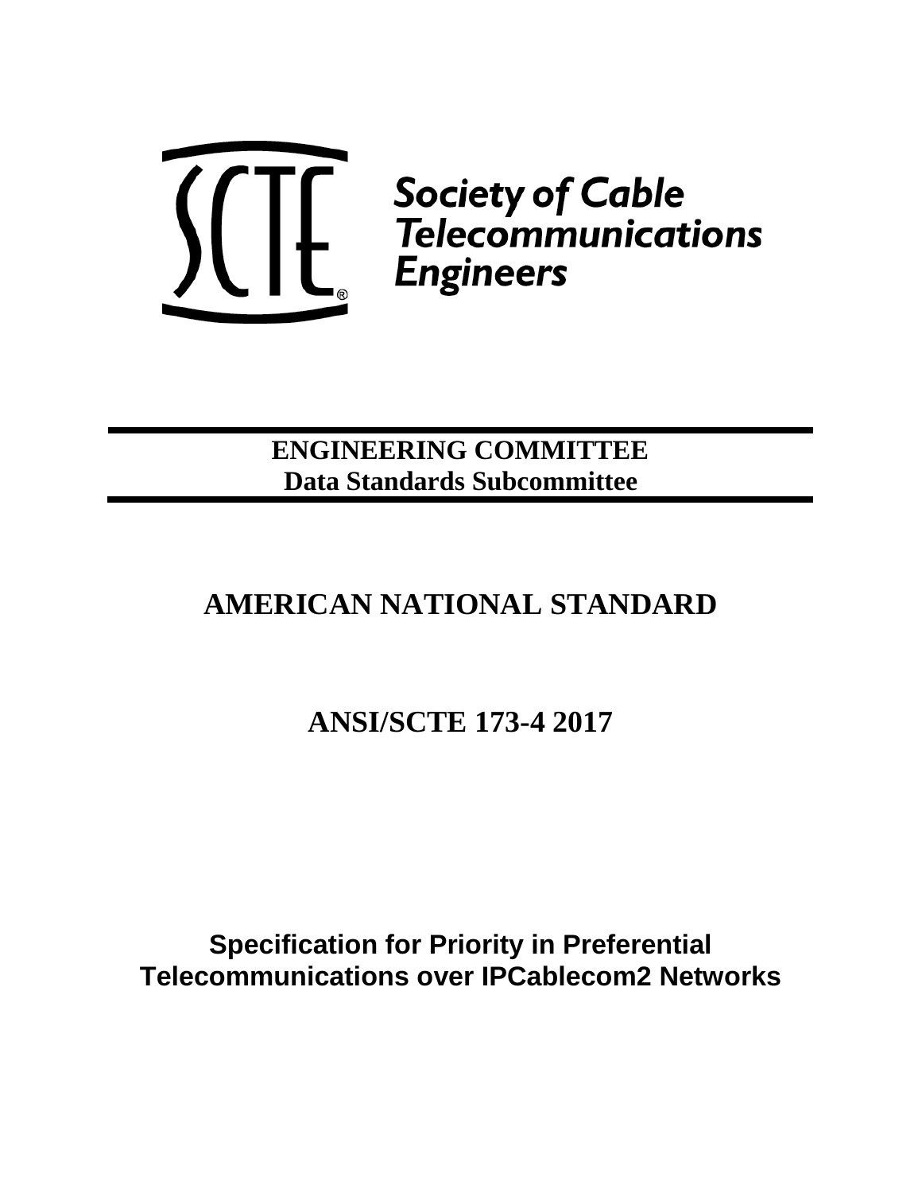Society of Cable Telecommunications Engineers

**ENGINEERING COMMITTEE**
**Data Standards Subcommittee**

# AMERICAN NATIONAL STANDARD

# ANSI/SCTE 173-4 2017

# Specification for Priority in Preferential Telecommunications over IPCablecom2 Networks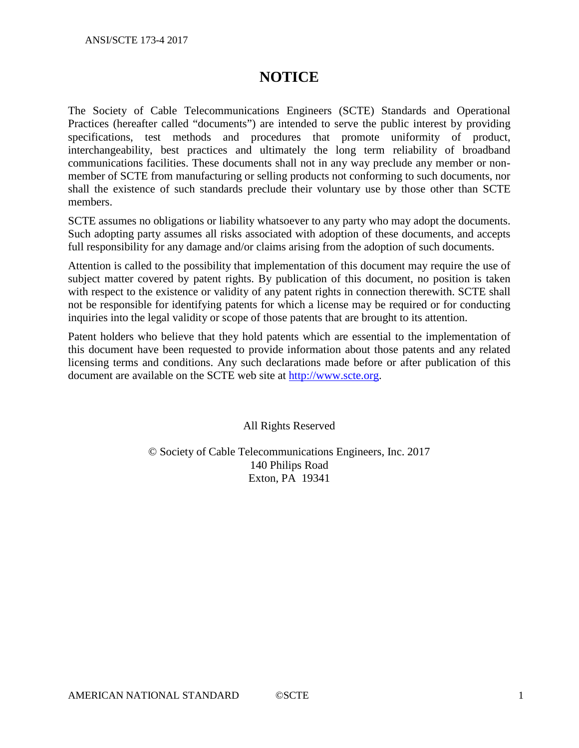# NOTICE

The Society of Cable Telecommunications Engineers (SCTE) Standards and Operational Practices (hereafter called "documents") are intended to serve the public interest by providing specifications, test methods and procedures that promote uniformity of product, interchangeability, best practices and ultimately the long term reliability of broadband communications facilities. These documents shall not in any way preclude any member or non-member of SCTE from manufacturing or selling products not conforming to such documents, nor shall the existence of such standards preclude their voluntary use by those other than SCTE members.

SCTE assumes no obligations or liability whatsoever to any party who may adopt the documents. Such adopting party assumes all risks associated with adoption of these documents, and accepts full responsibility for any damage and/or claims arising from the adoption of such documents.

Attention is called to the possibility that implementation of this document may require the use of subject matter covered by patent rights. By publication of this document, no position is taken with respect to the existence or validity of any patent rights in connection therewith. SCTE shall not be responsible for identifying patents for which a license may be required or for conducting inquiries into the legal validity or scope of those patents that are brought to its attention.

Patent holders who believe that they hold patents which are essential to the implementation of this document have been requested to provide information about those patents and any related licensing terms and conditions. Any such declarations made before or after publication of this document are available on the SCTE web site at http://www.scte.org.

All Rights Reserved

© Society of Cable Telecommunications Engineers, Inc. 2017
140 Philips Road
Exton, PA 19341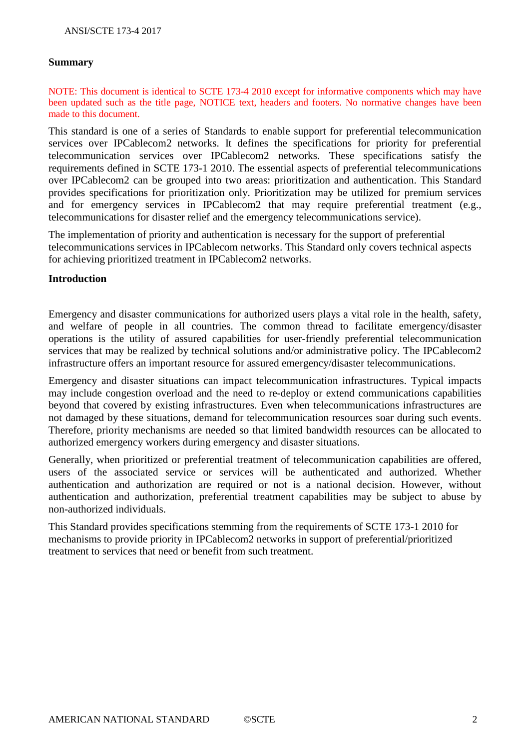## Summary

NOTE: This document is identical to SCTE 173-4 2010 except for informative components which may have been updated such as the title page, NOTICE text, headers and footers. No normative changes have been made to this document.

This standard is one of a series of Standards to enable support for preferential telecommunication services over IPCablecom2 networks. It defines the specifications for priority for preferential telecommunication services over IPCablecom2 networks. These specifications satisfy the requirements defined in SCTE 173-1 2010. The essential aspects of preferential telecommunications over IPCablecom2 can be grouped into two areas: prioritization and authentication. This Standard provides specifications for prioritization only. Prioritization may be utilized for premium services and for emergency services in IPCablecom2 that may require preferential treatment (e.g., telecommunications for disaster relief and the emergency telecommunications service).

The implementation of priority and authentication is necessary for the support of preferential telecommunications services in IPCablecom networks. This Standard only covers technical aspects for achieving prioritized treatment in IPCablecom2 networks.

## Introduction

Emergency and disaster communications for authorized users plays a vital role in the health, safety, and welfare of people in all countries. The common thread to facilitate emergency/disaster operations is the utility of assured capabilities for user-friendly preferential telecommunication services that may be realized by technical solutions and/or administrative policy. The IPCablecom2 infrastructure offers an important resource for assured emergency/disaster telecommunications.

Emergency and disaster situations can impact telecommunication infrastructures. Typical impacts may include congestion overload and the need to re-deploy or extend communications capabilities beyond that covered by existing infrastructures. Even when telecommunications infrastructures are not damaged by these situations, demand for telecommunication resources soar during such events. Therefore, priority mechanisms are needed so that limited bandwidth resources can be allocated to authorized emergency workers during emergency and disaster situations.

Generally, when prioritized or preferential treatment of telecommunication capabilities are offered, users of the associated service or services will be authenticated and authorized. Whether authentication and authorization are required or not is a national decision. However, without authentication and authorization, preferential treatment capabilities may be subject to abuse by non-authorized individuals.

This Standard provides specifications stemming from the requirements of SCTE 173-1 2010 for mechanisms to provide priority in IPCablecom2 networks in support of preferential/prioritized treatment to services that need or benefit from such treatment.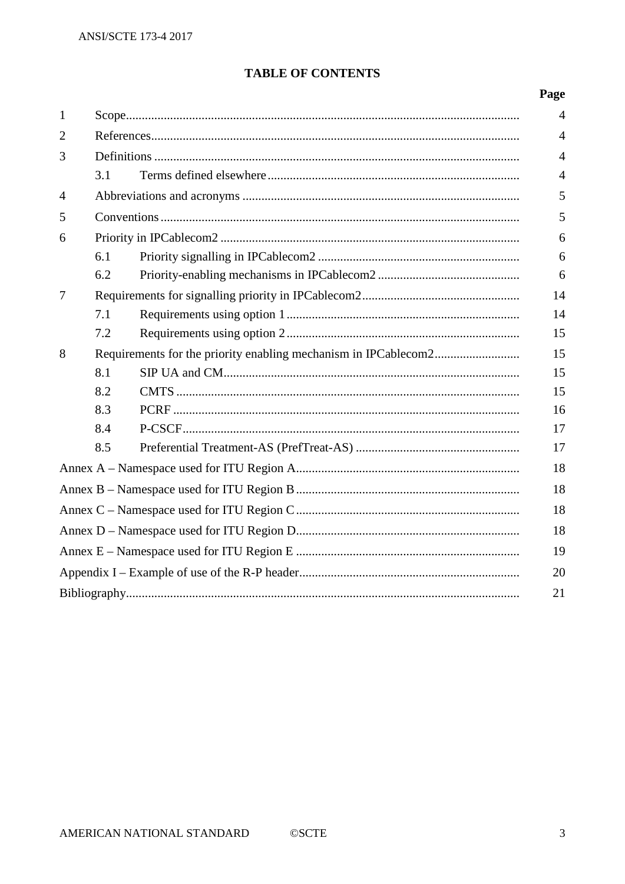## TABLE OF CONTENTS

| | | Page |
|---|---|---|
| 1 | Scope | 4 |
| 2 | References | 4 |
| 3 | Definitions | 4 |
| | 3.1 Terms defined elsewhere | 4 |
| 4 | Abbreviations and acronyms | 5 |
| 5 | Conventions | 5 |
| 6 | Priority in IPCablecom2 | 6 |
| | 6.1 Priority signalling in IPCablecom2 | 6 |
| | 6.2 Priority-enabling mechanisms in IPCablecom2 | 6 |
| 7 | Requirements for signalling priority in IPCablecom2 | 14 |
| | 7.1 Requirements using option 1 | 14 |
| | 7.2 Requirements using option 2 | 15 |
| 8 | Requirements for the priority enabling mechanism in IPCablecom2 | 15 |
| | 8.1 SIP UA and CM | 15 |
| | 8.2 CMTS | 15 |
| | 8.3 PCRF | 16 |
| | 8.4 P-CSCF | 17 |
| | 8.5 Preferential Treatment-AS (PrefTreat-AS) | 17 |
| Annex A – Namespace used for ITU Region A | | 18 |
| Annex B – Namespace used for ITU Region B | | 18 |
| Annex C – Namespace used for ITU Region C | | 18 |
| Annex D – Namespace used for ITU Region D | | 18 |
| Annex E – Namespace used for ITU Region E | | 19 |
| Appendix I – Example of use of the R-P header | | 20 |
| Bibliography | | 21 |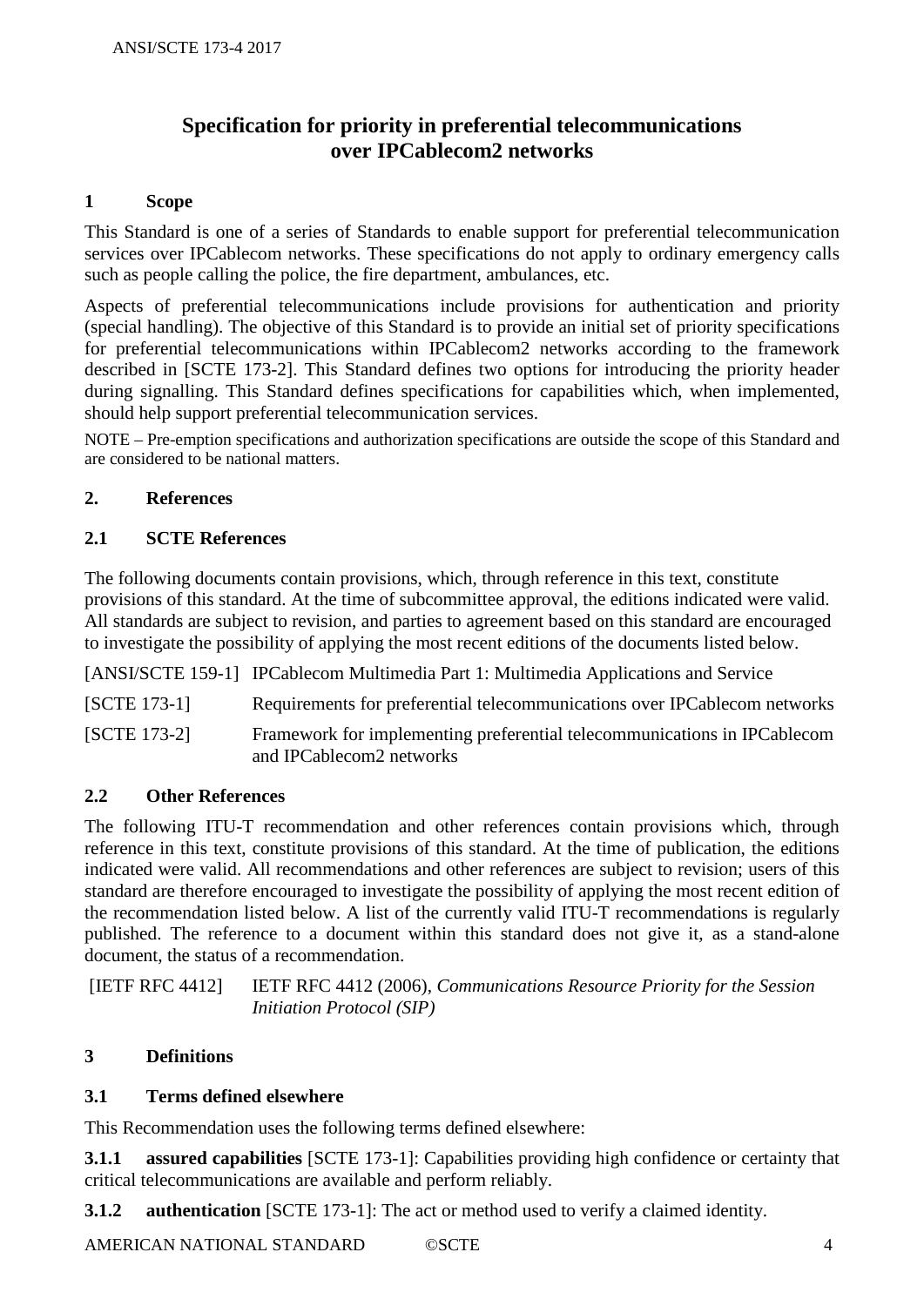# Specification for priority in preferential telecommunications over IPCablecom2 networks

## 1 Scope

This Standard is one of a series of Standards to enable support for preferential telecommunication services over IPCablecom networks. These specifications do not apply to ordinary emergency calls such as people calling the police, the fire department, ambulances, etc.

Aspects of preferential telecommunications include provisions for authentication and priority (special handling). The objective of this Standard is to provide an initial set of priority specifications for preferential telecommunications within IPCablecom2 networks according to the framework described in [SCTE 173-2]. This Standard defines two options for introducing the priority header during signalling. This Standard defines specifications for capabilities which, when implemented, should help support preferential telecommunication services.

NOTE – Pre-emption specifications and authorization specifications are outside the scope of this Standard and are considered to be national matters.

## 2. References

### 2.1 SCTE References

The following documents contain provisions, which, through reference in this text, constitute provisions of this standard. At the time of subcommittee approval, the editions indicated were valid. All standards are subject to revision, and parties to agreement based on this standard are encouraged to investigate the possibility of applying the most recent editions of the documents listed below.

[ANSI/SCTE 159-1] IPCablecom Multimedia Part 1: Multimedia Applications and Service

[SCTE 173-1] Requirements for preferential telecommunications over IPCablecom networks

[SCTE 173-2] Framework for implementing preferential telecommunications in IPCablecom and IPCablecom2 networks

### 2.2 Other References

The following ITU-T recommendation and other references contain provisions which, through reference in this text, constitute provisions of this standard. At the time of publication, the editions indicated were valid. All recommendations and other references are subject to revision; users of this standard are therefore encouraged to investigate the possibility of applying the most recent edition of the recommendation listed below. A list of the currently valid ITU-T recommendations is regularly published. The reference to a document within this standard does not give it, as a stand-alone document, the status of a recommendation.

[IETF RFC 4412] IETF RFC 4412 (2006), *Communications Resource Priority for the Session Initiation Protocol (SIP)*

## 3 Definitions

### 3.1 Terms defined elsewhere

This Recommendation uses the following terms defined elsewhere:

**3.1.1 assured capabilities** [SCTE 173-1]: Capabilities providing high confidence or certainty that critical telecommunications are available and perform reliably.

**3.1.2 authentication** [SCTE 173-1]: The act or method used to verify a claimed identity.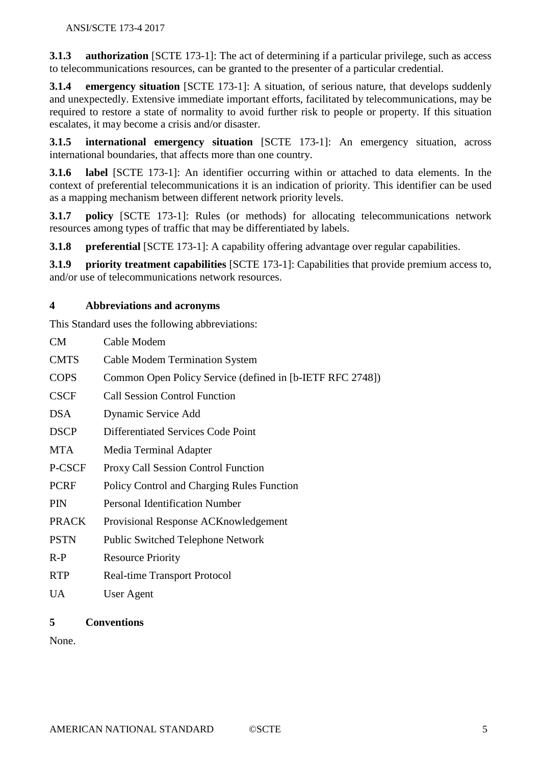**3.1.3 authorization** [SCTE 173-1]: The act of determining if a particular privilege, such as access to telecommunications resources, can be granted to the presenter of a particular credential.

**3.1.4 emergency situation** [SCTE 173-1]: A situation, of serious nature, that develops suddenly and unexpectedly. Extensive immediate important efforts, facilitated by telecommunications, may be required to restore a state of normality to avoid further risk to people or property. If this situation escalates, it may become a crisis and/or disaster.

**3.1.5 international emergency situation** [SCTE 173-1]: An emergency situation, across international boundaries, that affects more than one country.

**3.1.6 label** [SCTE 173-1]: An identifier occurring within or attached to data elements. In the context of preferential telecommunications it is an indication of priority. This identifier can be used as a mapping mechanism between different network priority levels.

**3.1.7 policy** [SCTE 173-1]: Rules (or methods) for allocating telecommunications network resources among types of traffic that may be differentiated by labels.

**3.1.8 preferential** [SCTE 173-1]: A capability offering advantage over regular capabilities.

**3.1.9 priority treatment capabilities** [SCTE 173-1]: Capabilities that provide premium access to, and/or use of telecommunications network resources.

## 4 Abbreviations and acronyms

This Standard uses the following abbreviations:

| | |
|---|---|
| CM | Cable Modem |
| CMTS | Cable Modem Termination System |
| COPS | Common Open Policy Service (defined in [b-IETF RFC 2748]) |
| CSCF | Call Session Control Function |
| DSA | Dynamic Service Add |
| DSCP | Differentiated Services Code Point |
| MTA | Media Terminal Adapter |
| P-CSCF | Proxy Call Session Control Function |
| PCRF | Policy Control and Charging Rules Function |
| PIN | Personal Identification Number |
| PRACK | Provisional Response ACKnowledgement |
| PSTN | Public Switched Telephone Network |
| R-P | Resource Priority |
| RTP | Real-time Transport Protocol |
| UA | User Agent |

## 5 Conventions

None.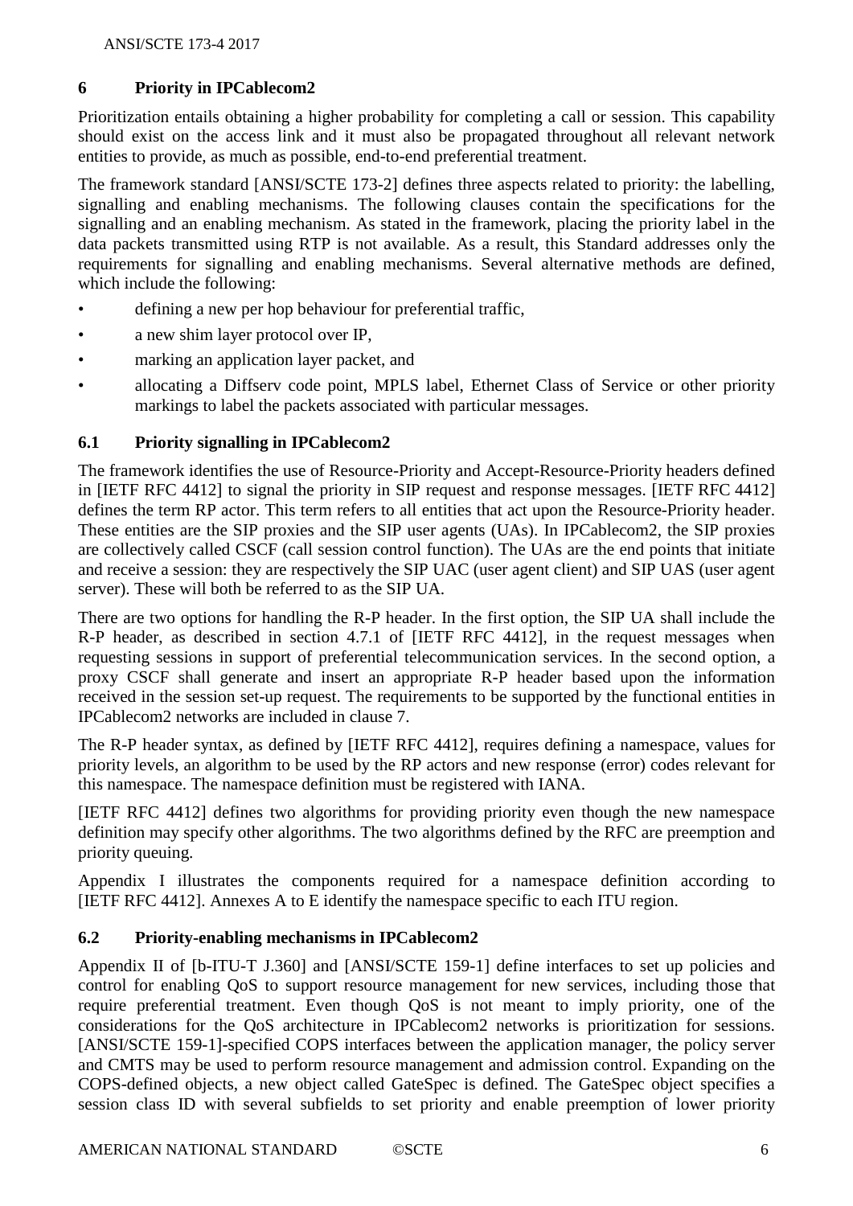## 6 Priority in IPCablecom2

Prioritization entails obtaining a higher probability for completing a call or session. This capability should exist on the access link and it must also be propagated throughout all relevant network entities to provide, as much as possible, end-to-end preferential treatment.

The framework standard [ANSI/SCTE 173-2] defines three aspects related to priority: the labelling, signalling and enabling mechanisms. The following clauses contain the specifications for the signalling and an enabling mechanism. As stated in the framework, placing the priority label in the data packets transmitted using RTP is not available. As a result, this Standard addresses only the requirements for signalling and enabling mechanisms. Several alternative methods are defined, which include the following:

- defining a new per hop behaviour for preferential traffic,
- a new shim layer protocol over IP,
- marking an application layer packet, and
- allocating a Diffserv code point, MPLS label, Ethernet Class of Service or other priority markings to label the packets associated with particular messages.

### 6.1 Priority signalling in IPCablecom2

The framework identifies the use of Resource-Priority and Accept-Resource-Priority headers defined in [IETF RFC 4412] to signal the priority in SIP request and response messages. [IETF RFC 4412] defines the term RP actor. This term refers to all entities that act upon the Resource-Priority header. These entities are the SIP proxies and the SIP user agents (UAs). In IPCablecom2, the SIP proxies are collectively called CSCF (call session control function). The UAs are the end points that initiate and receive a session: they are respectively the SIP UAC (user agent client) and SIP UAS (user agent server). These will both be referred to as the SIP UA.

There are two options for handling the R-P header. In the first option, the SIP UA shall include the R-P header, as described in section 4.7.1 of [IETF RFC 4412], in the request messages when requesting sessions in support of preferential telecommunication services. In the second option, a proxy CSCF shall generate and insert an appropriate R-P header based upon the information received in the session set-up request. The requirements to be supported by the functional entities in IPCablecom2 networks are included in clause 7.

The R-P header syntax, as defined by [IETF RFC 4412], requires defining a namespace, values for priority levels, an algorithm to be used by the RP actors and new response (error) codes relevant for this namespace. The namespace definition must be registered with IANA.

[IETF RFC 4412] defines two algorithms for providing priority even though the new namespace definition may specify other algorithms. The two algorithms defined by the RFC are preemption and priority queuing.

Appendix I illustrates the components required for a namespace definition according to [IETF RFC 4412]. Annexes A to E identify the namespace specific to each ITU region.

### 6.2 Priority-enabling mechanisms in IPCablecom2

Appendix II of [b-ITU-T J.360] and [ANSI/SCTE 159-1] define interfaces to set up policies and control for enabling QoS to support resource management for new services, including those that require preferential treatment. Even though QoS is not meant to imply priority, one of the considerations for the QoS architecture in IPCablecom2 networks is prioritization for sessions. [ANSI/SCTE 159-1]-specified COPS interfaces between the application manager, the policy server and CMTS may be used to perform resource management and admission control. Expanding on the COPS-defined objects, a new object called GateSpec is defined. The GateSpec object specifies a session class ID with several subfields to set priority and enable preemption of lower priority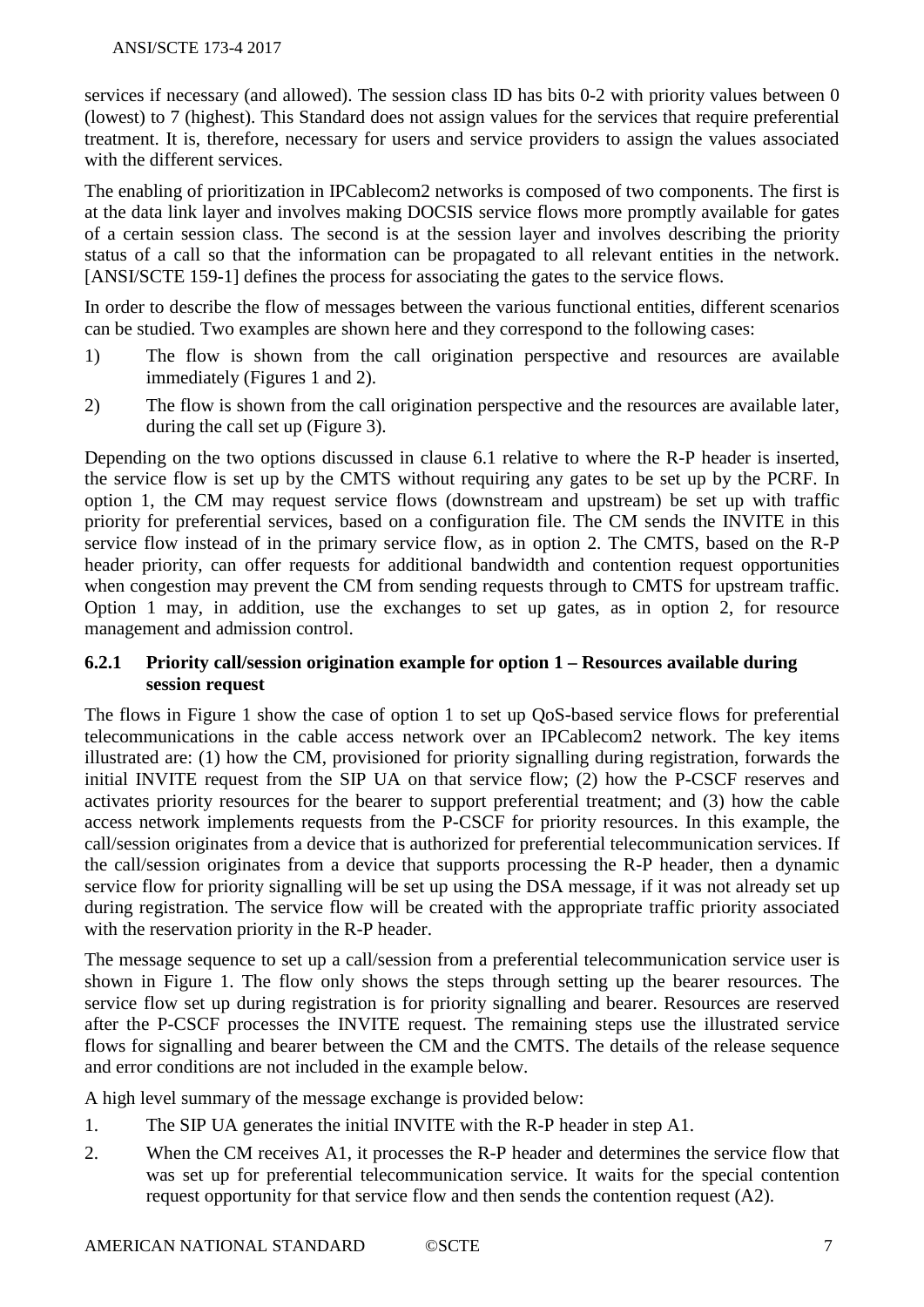services if necessary (and allowed). The session class ID has bits 0-2 with priority values between 0 (lowest) to 7 (highest). This Standard does not assign values for the services that require preferential treatment. It is, therefore, necessary for users and service providers to assign the values associated with the different services.

The enabling of prioritization in IPCablecom2 networks is composed of two components. The first is at the data link layer and involves making DOCSIS service flows more promptly available for gates of a certain session class. The second is at the session layer and involves describing the priority status of a call so that the information can be propagated to all relevant entities in the network. [ANSI/SCTE 159-1] defines the process for associating the gates to the service flows.

In order to describe the flow of messages between the various functional entities, different scenarios can be studied. Two examples are shown here and they correspond to the following cases:

1) The flow is shown from the call origination perspective and resources are available immediately (Figures 1 and 2).
2) The flow is shown from the call origination perspective and the resources are available later, during the call set up (Figure 3).

Depending on the two options discussed in clause 6.1 relative to where the R-P header is inserted, the service flow is set up by the CMTS without requiring any gates to be set up by the PCRF. In option 1, the CM may request service flows (downstream and upstream) be set up with traffic priority for preferential services, based on a configuration file. The CM sends the INVITE in this service flow instead of in the primary service flow, as in option 2. The CMTS, based on the R-P header priority, can offer requests for additional bandwidth and contention request opportunities when congestion may prevent the CM from sending requests through to CMTS for upstream traffic. Option 1 may, in addition, use the exchanges to set up gates, as in option 2, for resource management and admission control.

### 6.2.1 Priority call/session origination example for option 1 – Resources available during session request

The flows in Figure 1 show the case of option 1 to set up QoS-based service flows for preferential telecommunications in the cable access network over an IPCablecom2 network. The key items illustrated are: (1) how the CM, provisioned for priority signalling during registration, forwards the initial INVITE request from the SIP UA on that service flow; (2) how the P-CSCF reserves and activates priority resources for the bearer to support preferential treatment; and (3) how the cable access network implements requests from the P-CSCF for priority resources. In this example, the call/session originates from a device that is authorized for preferential telecommunication services. If the call/session originates from a device that supports processing the R-P header, then a dynamic service flow for priority signalling will be set up using the DSA message, if it was not already set up during registration. The service flow will be created with the appropriate traffic priority associated with the reservation priority in the R-P header.

The message sequence to set up a call/session from a preferential telecommunication service user is shown in Figure 1. The flow only shows the steps through setting up the bearer resources. The service flow set up during registration is for priority signalling and bearer. Resources are reserved after the P-CSCF processes the INVITE request. The remaining steps use the illustrated service flows for signalling and bearer between the CM and the CMTS. The details of the release sequence and error conditions are not included in the example below.

A high level summary of the message exchange is provided below:

1. The SIP UA generates the initial INVITE with the R-P header in step A1.
2. When the CM receives A1, it processes the R-P header and determines the service flow that was set up for preferential telecommunication service. It waits for the special contention request opportunity for that service flow and then sends the contention request (A2).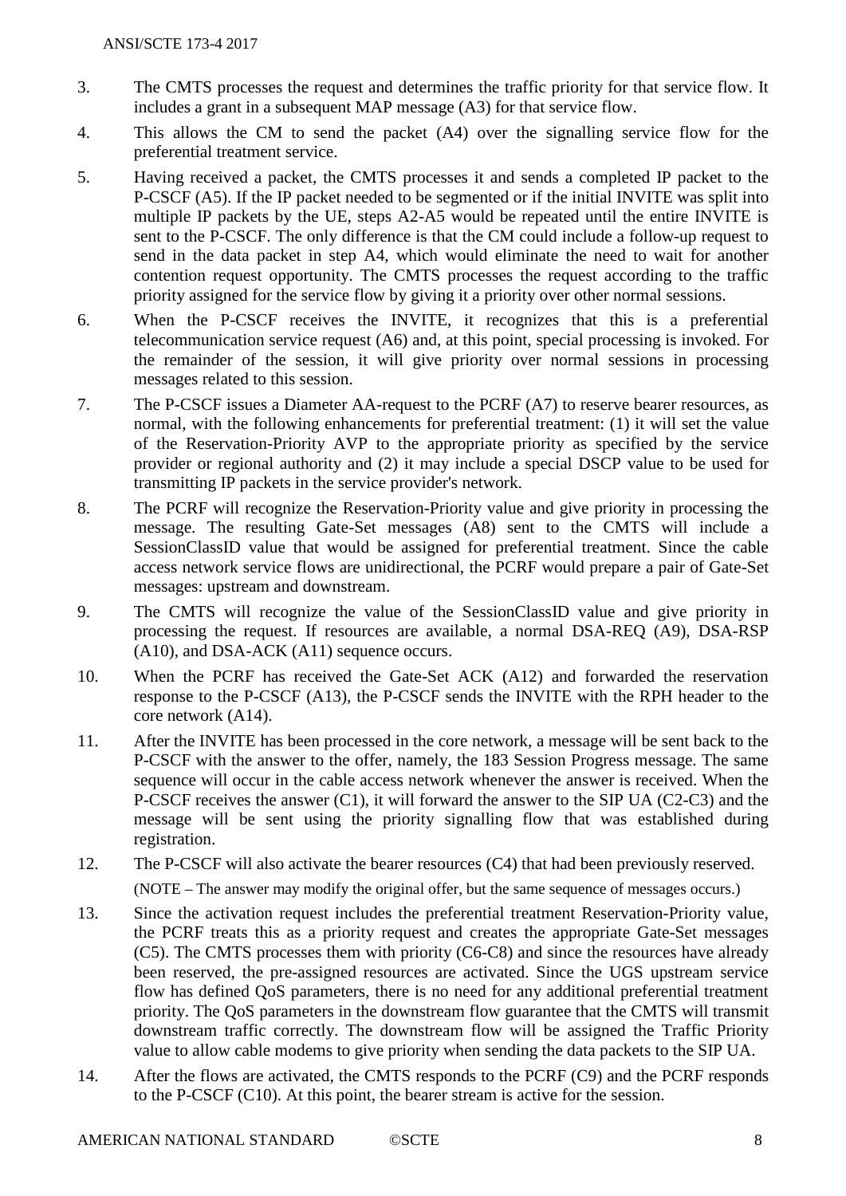3. The CMTS processes the request and determines the traffic priority for that service flow. It includes a grant in a subsequent MAP message (A3) for that service flow.

4. This allows the CM to send the packet (A4) over the signalling service flow for the preferential treatment service.

5. Having received a packet, the CMTS processes it and sends a completed IP packet to the P-CSCF (A5). If the IP packet needed to be segmented or if the initial INVITE was split into multiple IP packets by the UE, steps A2-A5 would be repeated until the entire INVITE is sent to the P-CSCF. The only difference is that the CM could include a follow-up request to send in the data packet in step A4, which would eliminate the need to wait for another contention request opportunity. The CMTS processes the request according to the traffic priority assigned for the service flow by giving it a priority over other normal sessions.

6. When the P-CSCF receives the INVITE, it recognizes that this is a preferential telecommunication service request (A6) and, at this point, special processing is invoked. For the remainder of the session, it will give priority over normal sessions in processing messages related to this session.

7. The P-CSCF issues a Diameter AA-request to the PCRF (A7) to reserve bearer resources, as normal, with the following enhancements for preferential treatment: (1) it will set the value of the Reservation-Priority AVP to the appropriate priority as specified by the service provider or regional authority and (2) it may include a special DSCP value to be used for transmitting IP packets in the service provider's network.

8. The PCRF will recognize the Reservation-Priority value and give priority in processing the message. The resulting Gate-Set messages (A8) sent to the CMTS will include a SessionClassID value that would be assigned for preferential treatment. Since the cable access network service flows are unidirectional, the PCRF would prepare a pair of Gate-Set messages: upstream and downstream.

9. The CMTS will recognize the value of the SessionClassID value and give priority in processing the request. If resources are available, a normal DSA-REQ (A9), DSA-RSP (A10), and DSA-ACK (A11) sequence occurs.

10. When the PCRF has received the Gate-Set ACK (A12) and forwarded the reservation response to the P-CSCF (A13), the P-CSCF sends the INVITE with the RPH header to the core network (A14).

11. After the INVITE has been processed in the core network, a message will be sent back to the P-CSCF with the answer to the offer, namely, the 183 Session Progress message. The same sequence will occur in the cable access network whenever the answer is received. When the P-CSCF receives the answer (C1), it will forward the answer to the SIP UA (C2-C3) and the message will be sent using the priority signalling flow that was established during registration.

12. The P-CSCF will also activate the bearer resources (C4) that had been previously reserved.

    (NOTE – The answer may modify the original offer, but the same sequence of messages occurs.)

13. Since the activation request includes the preferential treatment Reservation-Priority value, the PCRF treats this as a priority request and creates the appropriate Gate-Set messages (C5). The CMTS processes them with priority (C6-C8) and since the resources have already been reserved, the pre-assigned resources are activated. Since the UGS upstream service flow has defined QoS parameters, there is no need for any additional preferential treatment priority. The QoS parameters in the downstream flow guarantee that the CMTS will transmit downstream traffic correctly. The downstream flow will be assigned the Traffic Priority value to allow cable modems to give priority when sending the data packets to the SIP UA.

14. After the flows are activated, the CMTS responds to the PCRF (C9) and the PCRF responds to the P-CSCF (C10). At this point, the bearer stream is active for the session.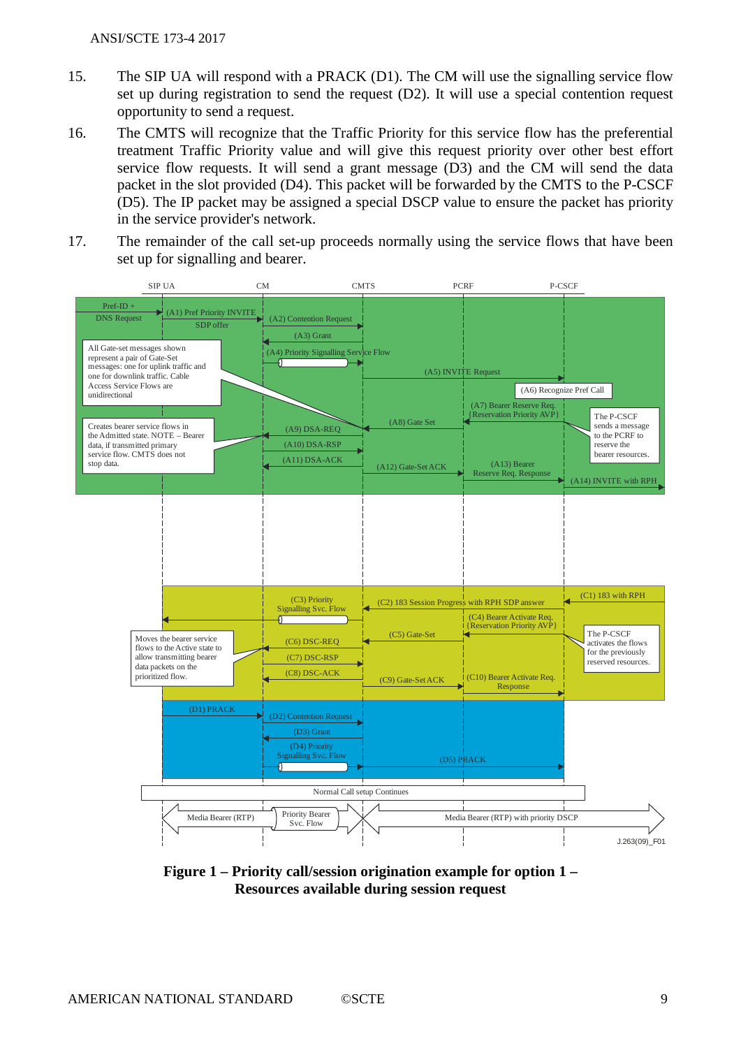15. The SIP UA will respond with a PRACK (D1). The CM will use the signalling service flow set up during registration to send the request (D2). It will use a special contention request opportunity to send a request.

16. The CMTS will recognize that the Traffic Priority for this service flow has the preferential treatment Traffic Priority value and will give this request priority over other best effort service flow requests. It will send a grant message (D3) and the CM will send the data packet in the slot provided (D4). This packet will be forwarded by the CMTS to the P-CSCF (D5). The IP packet may be assigned a special DSCP value to ensure the packet has priority in the service provider's network.

17. The remainder of the call set-up proceeds normally using the service flows that have been set up for signalling and bearer.

**Figure 1 – Priority call/session origination example for option 1 – Resources available during session request**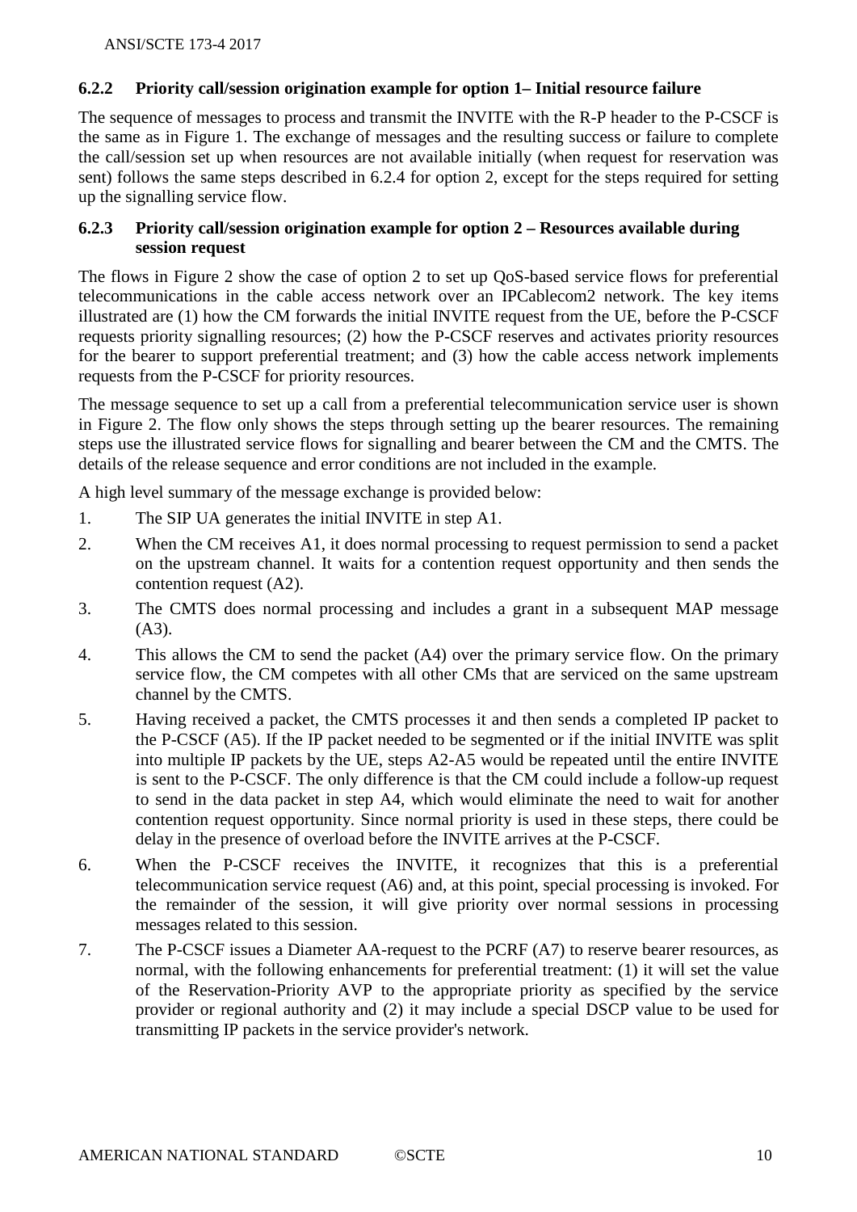### 6.2.2 Priority call/session origination example for option 1– Initial resource failure

The sequence of messages to process and transmit the INVITE with the R-P header to the P-CSCF is the same as in Figure 1. The exchange of messages and the resulting success or failure to complete the call/session set up when resources are not available initially (when request for reservation was sent) follows the same steps described in 6.2.4 for option 2, except for the steps required for setting up the signalling service flow.

### 6.2.3 Priority call/session origination example for option 2 – Resources available during session request

The flows in Figure 2 show the case of option 2 to set up QoS-based service flows for preferential telecommunications in the cable access network over an IPCablecom2 network. The key items illustrated are (1) how the CM forwards the initial INVITE request from the UE, before the P-CSCF requests priority signalling resources; (2) how the P-CSCF reserves and activates priority resources for the bearer to support preferential treatment; and (3) how the cable access network implements requests from the P-CSCF for priority resources.

The message sequence to set up a call from a preferential telecommunication service user is shown in Figure 2. The flow only shows the steps through setting up the bearer resources. The remaining steps use the illustrated service flows for signalling and bearer between the CM and the CMTS. The details of the release sequence and error conditions are not included in the example.

A high level summary of the message exchange is provided below:

1. The SIP UA generates the initial INVITE in step A1.
2. When the CM receives A1, it does normal processing to request permission to send a packet on the upstream channel. It waits for a contention request opportunity and then sends the contention request (A2).
3. The CMTS does normal processing and includes a grant in a subsequent MAP message (A3).
4. This allows the CM to send the packet (A4) over the primary service flow. On the primary service flow, the CM competes with all other CMs that are serviced on the same upstream channel by the CMTS.
5. Having received a packet, the CMTS processes it and then sends a completed IP packet to the P-CSCF (A5). If the IP packet needed to be segmented or if the initial INVITE was split into multiple IP packets by the UE, steps A2-A5 would be repeated until the entire INVITE is sent to the P-CSCF. The only difference is that the CM could include a follow-up request to send in the data packet in step A4, which would eliminate the need to wait for another contention request opportunity. Since normal priority is used in these steps, there could be delay in the presence of overload before the INVITE arrives at the P-CSCF.
6. When the P-CSCF receives the INVITE, it recognizes that this is a preferential telecommunication service request (A6) and, at this point, special processing is invoked. For the remainder of the session, it will give priority over normal sessions in processing messages related to this session.
7. The P-CSCF issues a Diameter AA-request to the PCRF (A7) to reserve bearer resources, as normal, with the following enhancements for preferential treatment: (1) it will set the value of the Reservation-Priority AVP to the appropriate priority as specified by the service provider or regional authority and (2) it may include a special DSCP value to be used for transmitting IP packets in the service provider's network.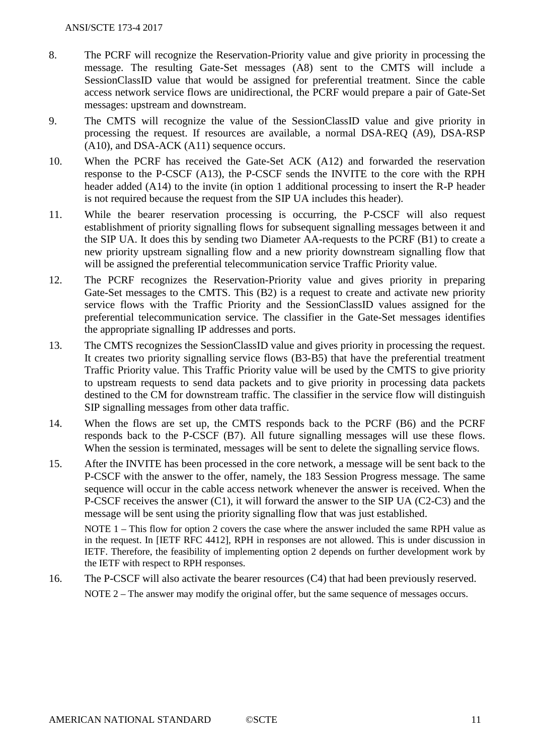8. The PCRF will recognize the Reservation-Priority value and give priority in processing the message. The resulting Gate-Set messages (A8) sent to the CMTS will include a SessionClassID value that would be assigned for preferential treatment. Since the cable access network service flows are unidirectional, the PCRF would prepare a pair of Gate-Set messages: upstream and downstream.

9. The CMTS will recognize the value of the SessionClassID value and give priority in processing the request. If resources are available, a normal DSA-REQ (A9), DSA-RSP (A10), and DSA-ACK (A11) sequence occurs.

10. When the PCRF has received the Gate-Set ACK (A12) and forwarded the reservation response to the P-CSCF (A13), the P-CSCF sends the INVITE to the core with the RPH header added (A14) to the invite (in option 1 additional processing to insert the R-P header is not required because the request from the SIP UA includes this header).

11. While the bearer reservation processing is occurring, the P-CSCF will also request establishment of priority signalling flows for subsequent signalling messages between it and the SIP UA. It does this by sending two Diameter AA-requests to the PCRF (B1) to create a new priority upstream signalling flow and a new priority downstream signalling flow that will be assigned the preferential telecommunication service Traffic Priority value.

12. The PCRF recognizes the Reservation-Priority value and gives priority in preparing Gate-Set messages to the CMTS. This (B2) is a request to create and activate new priority service flows with the Traffic Priority and the SessionClassID values assigned for the preferential telecommunication service. The classifier in the Gate-Set messages identifies the appropriate signalling IP addresses and ports.

13. The CMTS recognizes the SessionClassID value and gives priority in processing the request. It creates two priority signalling service flows (B3-B5) that have the preferential treatment Traffic Priority value. This Traffic Priority value will be used by the CMTS to give priority to upstream requests to send data packets and to give priority in processing data packets destined to the CM for downstream traffic. The classifier in the service flow will distinguish SIP signalling messages from other data traffic.

14. When the flows are set up, the CMTS responds back to the PCRF (B6) and the PCRF responds back to the P-CSCF (B7). All future signalling messages will use these flows. When the session is terminated, messages will be sent to delete the signalling service flows.

15. After the INVITE has been processed in the core network, a message will be sent back to the P-CSCF with the answer to the offer, namely, the 183 Session Progress message. The same sequence will occur in the cable access network whenever the answer is received. When the P-CSCF receives the answer (C1), it will forward the answer to the SIP UA (C2-C3) and the message will be sent using the priority signalling flow that was just established.

    NOTE 1 – This flow for option 2 covers the case where the answer included the same RPH value as in the request. In [IETF RFC 4412], RPH in responses are not allowed. This is under discussion in IETF. Therefore, the feasibility of implementing option 2 depends on further development work by the IETF with respect to RPH responses.

16. The P-CSCF will also activate the bearer resources (C4) that had been previously reserved.

    NOTE 2 – The answer may modify the original offer, but the same sequence of messages occurs.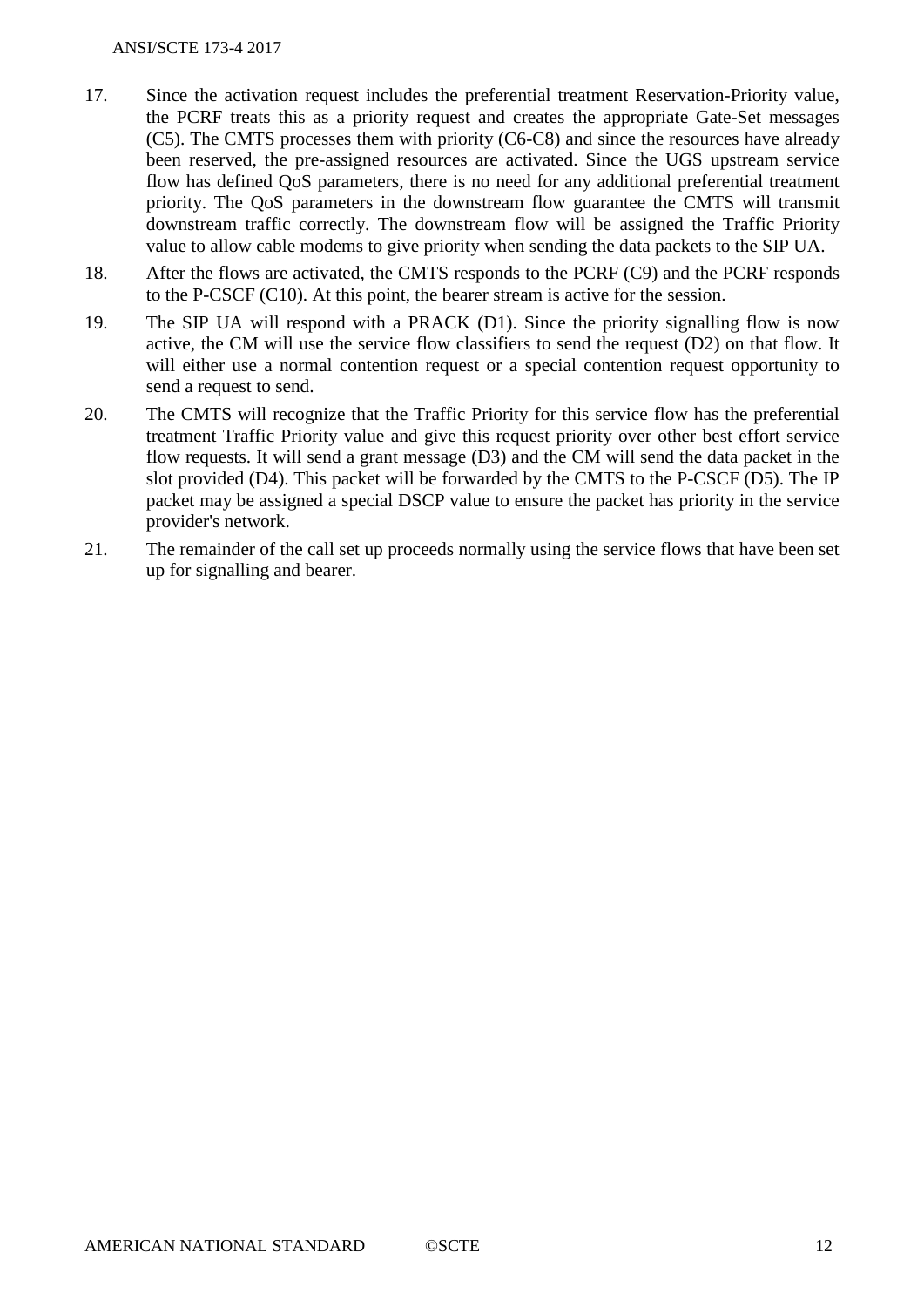17. Since the activation request includes the preferential treatment Reservation-Priority value, the PCRF treats this as a priority request and creates the appropriate Gate-Set messages (C5). The CMTS processes them with priority (C6-C8) and since the resources have already been reserved, the pre-assigned resources are activated. Since the UGS upstream service flow has defined QoS parameters, there is no need for any additional preferential treatment priority. The QoS parameters in the downstream flow guarantee the CMTS will transmit downstream traffic correctly. The downstream flow will be assigned the Traffic Priority value to allow cable modems to give priority when sending the data packets to the SIP UA.
18. After the flows are activated, the CMTS responds to the PCRF (C9) and the PCRF responds to the P-CSCF (C10). At this point, the bearer stream is active for the session.
19. The SIP UA will respond with a PRACK (D1). Since the priority signalling flow is now active, the CM will use the service flow classifiers to send the request (D2) on that flow. It will either use a normal contention request or a special contention request opportunity to send a request to send.
20. The CMTS will recognize that the Traffic Priority for this service flow has the preferential treatment Traffic Priority value and give this request priority over other best effort service flow requests. It will send a grant message (D3) and the CM will send the data packet in the slot provided (D4). This packet will be forwarded by the CMTS to the P-CSCF (D5). The IP packet may be assigned a special DSCP value to ensure the packet has priority in the service provider's network.
21. The remainder of the call set up proceeds normally using the service flows that have been set up for signalling and bearer.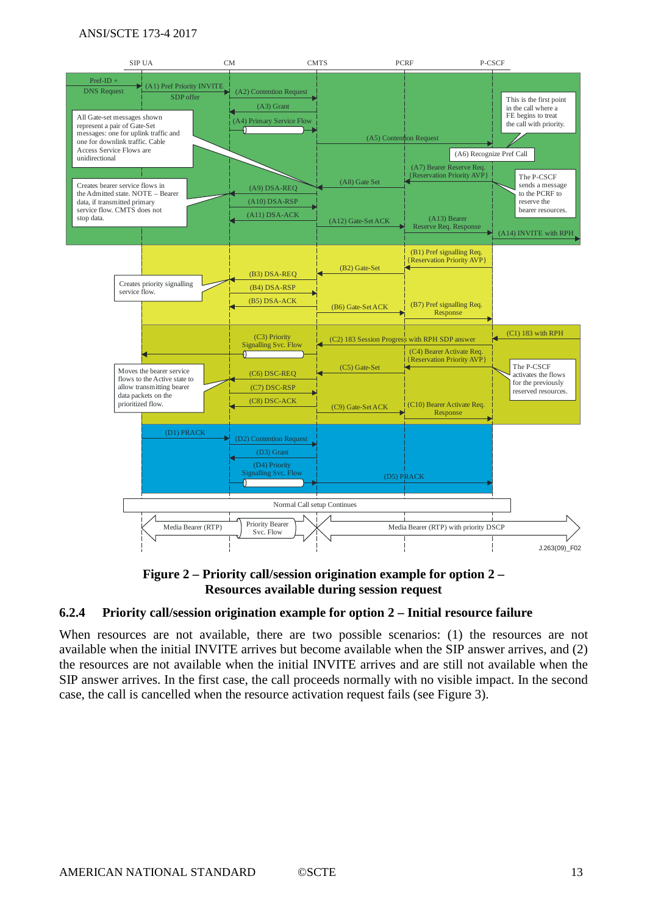**Figure 2 – Priority call/session origination example for option 2 – Resources available during session request**

### 6.2.4 Priority call/session origination example for option 2 – Initial resource failure

When resources are not available, there are two possible scenarios: (1) the resources are not available when the initial INVITE arrives but become available when the SIP answer arrives, and (2) the resources are not available when the initial INVITE arrives and are still not available when the SIP answer arrives. In the first case, the call proceeds normally with no visible impact. In the second case, the call is cancelled when the resource activation request fails (see Figure 3).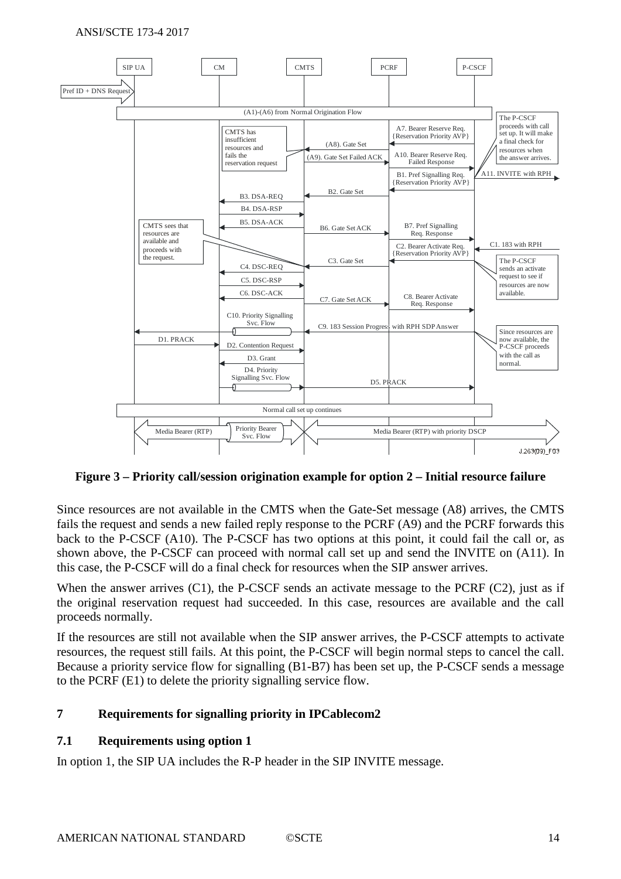**Figure 3 – Priority call/session origination example for option 2 – Initial resource failure**

Since resources are not available in the CMTS when the Gate-Set message (A8) arrives, the CMTS fails the request and sends a new failed reply response to the PCRF (A9) and the PCRF forwards this back to the P-CSCF (A10). The P-CSCF has two options at this point, it could fail the call or, as shown above, the P-CSCF can proceed with normal call set up and send the INVITE on (A11). In this case, the P-CSCF will do a final check for resources when the SIP answer arrives.

When the answer arrives (C1), the P-CSCF sends an activate message to the PCRF (C2), just as if the original reservation request had succeeded. In this case, resources are available and the call proceeds normally.

If the resources are still not available when the SIP answer arrives, the P-CSCF attempts to activate resources, the request still fails. At this point, the P-CSCF will begin normal steps to cancel the call. Because a priority service flow for signalling (B1-B7) has been set up, the P-CSCF sends a message to the PCRF (E1) to delete the priority signalling service flow.

## 7 Requirements for signalling priority in IPCablecom2

### 7.1 Requirements using option 1

In option 1, the SIP UA includes the R-P header in the SIP INVITE message.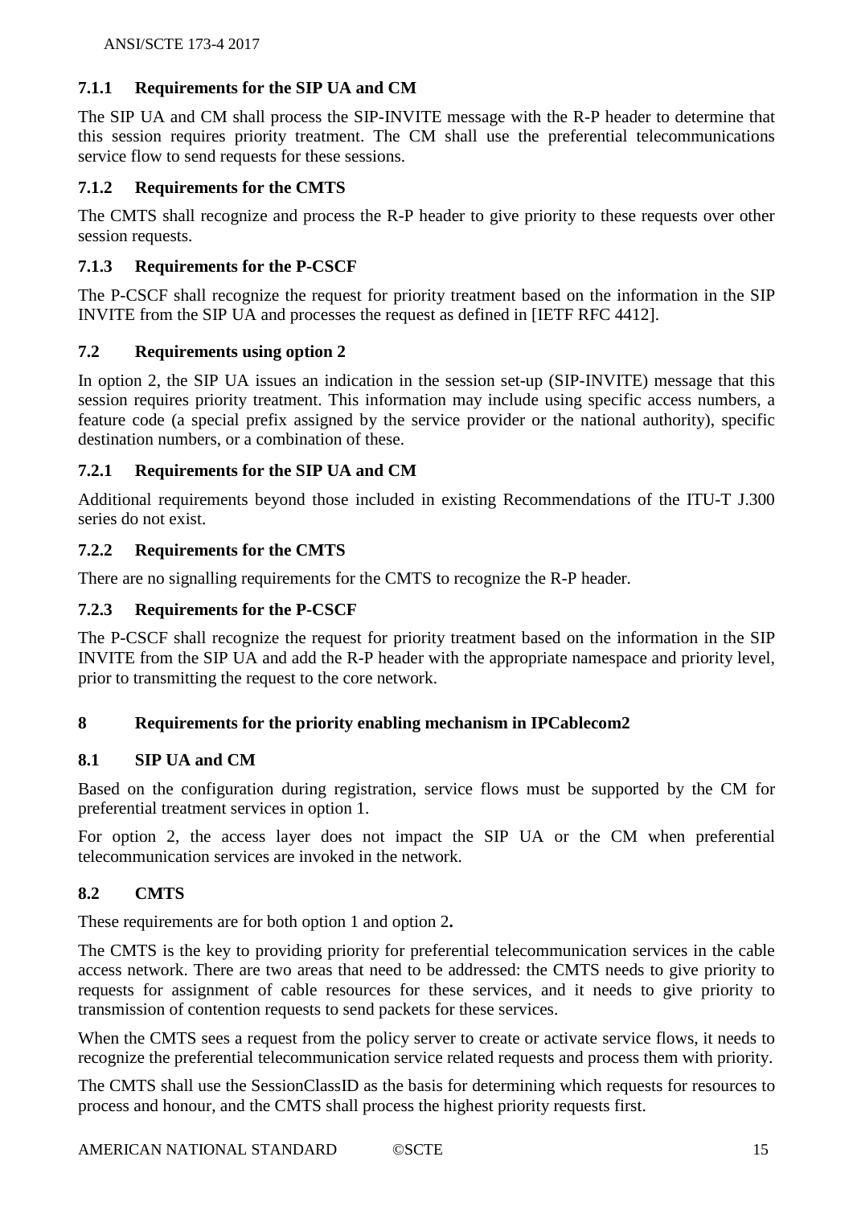### 7.1.1 Requirements for the SIP UA and CM

The SIP UA and CM shall process the SIP-INVITE message with the R-P header to determine that this session requires priority treatment. The CM shall use the preferential telecommunications service flow to send requests for these sessions.

### 7.1.2 Requirements for the CMTS

The CMTS shall recognize and process the R-P header to give priority to these requests over other session requests.

### 7.1.3 Requirements for the P-CSCF

The P-CSCF shall recognize the request for priority treatment based on the information in the SIP INVITE from the SIP UA and processes the request as defined in [IETF RFC 4412].

## 7.2 Requirements using option 2

In option 2, the SIP UA issues an indication in the session set-up (SIP-INVITE) message that this session requires priority treatment. This information may include using specific access numbers, a feature code (a special prefix assigned by the service provider or the national authority), specific destination numbers, or a combination of these.

### 7.2.1 Requirements for the SIP UA and CM

Additional requirements beyond those included in existing Recommendations of the ITU-T J.300 series do not exist.

### 7.2.2 Requirements for the CMTS

There are no signalling requirements for the CMTS to recognize the R-P header.

### 7.2.3 Requirements for the P-CSCF

The P-CSCF shall recognize the request for priority treatment based on the information in the SIP INVITE from the SIP UA and add the R-P header with the appropriate namespace and priority level, prior to transmitting the request to the core network.

# 8 Requirements for the priority enabling mechanism in IPCablecom2

## 8.1 SIP UA and CM

Based on the configuration during registration, service flows must be supported by the CM for preferential treatment services in option 1.

For option 2, the access layer does not impact the SIP UA or the CM when preferential telecommunication services are invoked in the network.

## 8.2 CMTS

These requirements are for both option 1 and option 2**.**

The CMTS is the key to providing priority for preferential telecommunication services in the cable access network. There are two areas that need to be addressed: the CMTS needs to give priority to requests for assignment of cable resources for these services, and it needs to give priority to transmission of contention requests to send packets for these services.

When the CMTS sees a request from the policy server to create or activate service flows, it needs to recognize the preferential telecommunication service related requests and process them with priority.

The CMTS shall use the SessionClassID as the basis for determining which requests for resources to process and honour, and the CMTS shall process the highest priority requests first.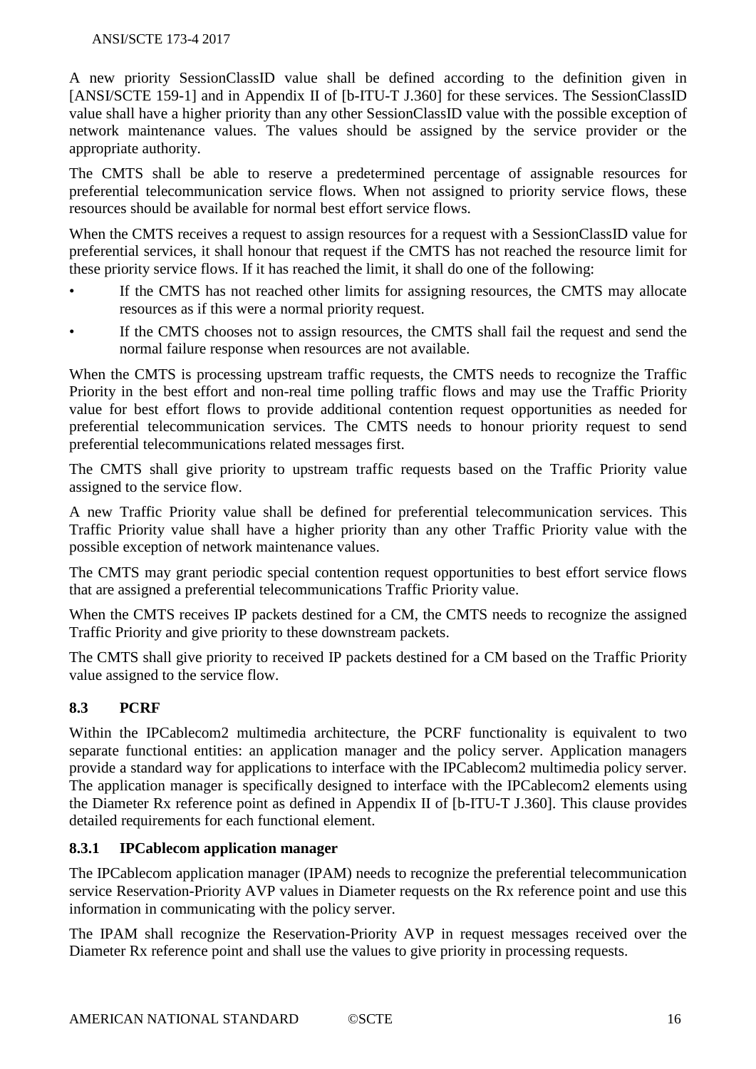A new priority SessionClassID value shall be defined according to the definition given in [ANSI/SCTE 159-1] and in Appendix II of [b-ITU-T J.360] for these services. The SessionClassID value shall have a higher priority than any other SessionClassID value with the possible exception of network maintenance values. The values should be assigned by the service provider or the appropriate authority.

The CMTS shall be able to reserve a predetermined percentage of assignable resources for preferential telecommunication service flows. When not assigned to priority service flows, these resources should be available for normal best effort service flows.

When the CMTS receives a request to assign resources for a request with a SessionClassID value for preferential services, it shall honour that request if the CMTS has not reached the resource limit for these priority service flows. If it has reached the limit, it shall do one of the following:

- If the CMTS has not reached other limits for assigning resources, the CMTS may allocate resources as if this were a normal priority request.
- If the CMTS chooses not to assign resources, the CMTS shall fail the request and send the normal failure response when resources are not available.

When the CMTS is processing upstream traffic requests, the CMTS needs to recognize the Traffic Priority in the best effort and non-real time polling traffic flows and may use the Traffic Priority value for best effort flows to provide additional contention request opportunities as needed for preferential telecommunication services. The CMTS needs to honour priority request to send preferential telecommunications related messages first.

The CMTS shall give priority to upstream traffic requests based on the Traffic Priority value assigned to the service flow.

A new Traffic Priority value shall be defined for preferential telecommunication services. This Traffic Priority value shall have a higher priority than any other Traffic Priority value with the possible exception of network maintenance values.

The CMTS may grant periodic special contention request opportunities to best effort service flows that are assigned a preferential telecommunications Traffic Priority value.

When the CMTS receives IP packets destined for a CM, the CMTS needs to recognize the assigned Traffic Priority and give priority to these downstream packets.

The CMTS shall give priority to received IP packets destined for a CM based on the Traffic Priority value assigned to the service flow.

## 8.3 PCRF

Within the IPCablecom2 multimedia architecture, the PCRF functionality is equivalent to two separate functional entities: an application manager and the policy server. Application managers provide a standard way for applications to interface with the IPCablecom2 multimedia policy server. The application manager is specifically designed to interface with the IPCablecom2 elements using the Diameter Rx reference point as defined in Appendix II of [b-ITU-T J.360]. This clause provides detailed requirements for each functional element.

### 8.3.1 IPCablecom application manager

The IPCablecom application manager (IPAM) needs to recognize the preferential telecommunication service Reservation-Priority AVP values in Diameter requests on the Rx reference point and use this information in communicating with the policy server.

The IPAM shall recognize the Reservation-Priority AVP in request messages received over the Diameter Rx reference point and shall use the values to give priority in processing requests.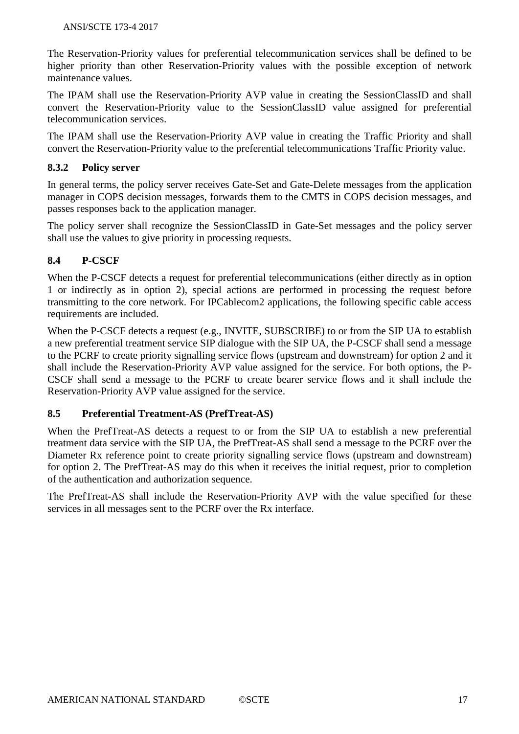The Reservation-Priority values for preferential telecommunication services shall be defined to be higher priority than other Reservation-Priority values with the possible exception of network maintenance values.

The IPAM shall use the Reservation-Priority AVP value in creating the SessionClassID and shall convert the Reservation-Priority value to the SessionClassID value assigned for preferential telecommunication services.

The IPAM shall use the Reservation-Priority AVP value in creating the Traffic Priority and shall convert the Reservation-Priority value to the preferential telecommunications Traffic Priority value.

### 8.3.2 Policy server

In general terms, the policy server receives Gate-Set and Gate-Delete messages from the application manager in COPS decision messages, forwards them to the CMTS in COPS decision messages, and passes responses back to the application manager.

The policy server shall recognize the SessionClassID in Gate-Set messages and the policy server shall use the values to give priority in processing requests.

## 8.4 P-CSCF

When the P-CSCF detects a request for preferential telecommunications (either directly as in option 1 or indirectly as in option 2), special actions are performed in processing the request before transmitting to the core network. For IPCablecom2 applications, the following specific cable access requirements are included.

When the P-CSCF detects a request (e.g., INVITE, SUBSCRIBE) to or from the SIP UA to establish a new preferential treatment service SIP dialogue with the SIP UA, the P-CSCF shall send a message to the PCRF to create priority signalling service flows (upstream and downstream) for option 2 and it shall include the Reservation-Priority AVP value assigned for the service. For both options, the P-CSCF shall send a message to the PCRF to create bearer service flows and it shall include the Reservation-Priority AVP value assigned for the service.

## 8.5 Preferential Treatment-AS (PrefTreat-AS)

When the PrefTreat-AS detects a request to or from the SIP UA to establish a new preferential treatment data service with the SIP UA, the PrefTreat-AS shall send a message to the PCRF over the Diameter Rx reference point to create priority signalling service flows (upstream and downstream) for option 2. The PrefTreat-AS may do this when it receives the initial request, prior to completion of the authentication and authorization sequence.

The PrefTreat-AS shall include the Reservation-Priority AVP with the value specified for these services in all messages sent to the PCRF over the Rx interface.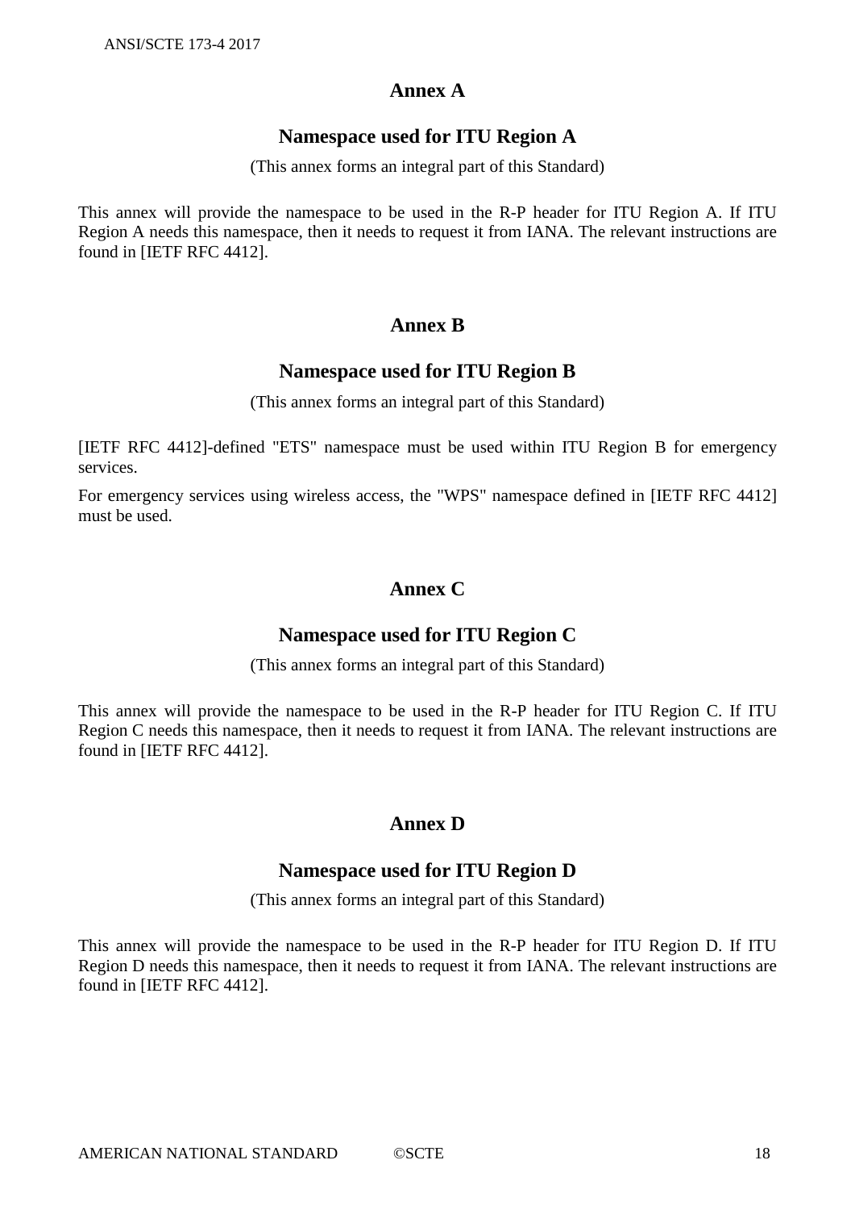# Annex A

## Namespace used for ITU Region A

(This annex forms an integral part of this Standard)

This annex will provide the namespace to be used in the R-P header for ITU Region A. If ITU Region A needs this namespace, then it needs to request it from IANA. The relevant instructions are found in [IETF RFC 4412].

# Annex B

## Namespace used for ITU Region B

(This annex forms an integral part of this Standard)

[IETF RFC 4412]-defined "ETS" namespace must be used within ITU Region B for emergency services.

For emergency services using wireless access, the "WPS" namespace defined in [IETF RFC 4412] must be used.

# Annex C

## Namespace used for ITU Region C

(This annex forms an integral part of this Standard)

This annex will provide the namespace to be used in the R-P header for ITU Region C. If ITU Region C needs this namespace, then it needs to request it from IANA. The relevant instructions are found in [IETF RFC 4412].

# Annex D

## Namespace used for ITU Region D

(This annex forms an integral part of this Standard)

This annex will provide the namespace to be used in the R-P header for ITU Region D. If ITU Region D needs this namespace, then it needs to request it from IANA. The relevant instructions are found in [IETF RFC 4412].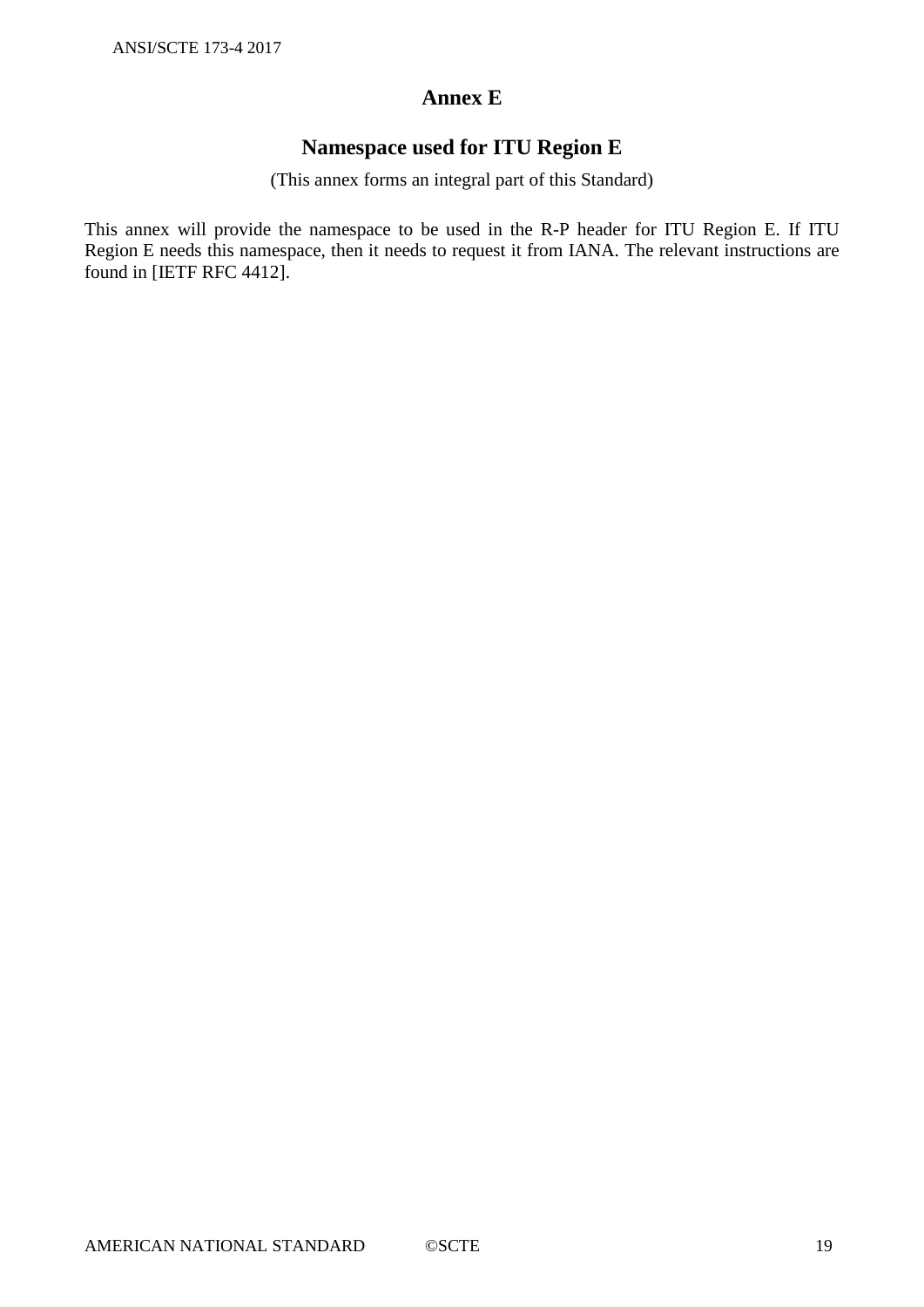# Annex E

## Namespace used for ITU Region E

(This annex forms an integral part of this Standard)

This annex will provide the namespace to be used in the R-P header for ITU Region E. If ITU Region E needs this namespace, then it needs to request it from IANA. The relevant instructions are found in [IETF RFC 4412].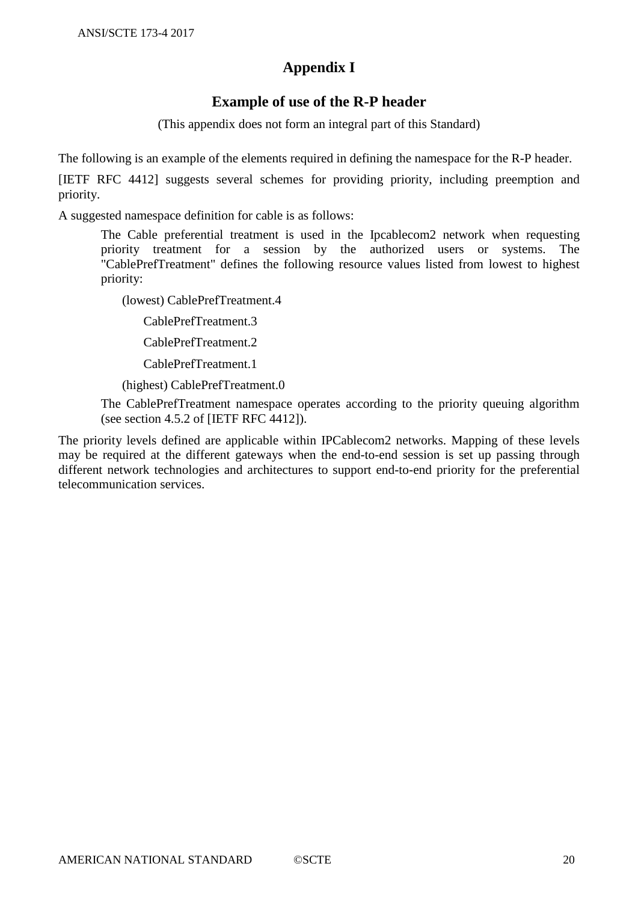# Appendix I

## Example of use of the R-P header

(This appendix does not form an integral part of this Standard)

The following is an example of the elements required in defining the namespace for the R-P header.

[IETF RFC 4412] suggests several schemes for providing priority, including preemption and priority.

A suggested namespace definition for cable is as follows:

> The Cable preferential treatment is used in the Ipcablecom2 network when requesting priority treatment for a session by the authorized users or systems. The "CablePrefTreatment" defines the following resource values listed from lowest to highest priority:
>
> (lowest) CablePrefTreatment.4
>
> CablePrefTreatment.3
>
> CablePrefTreatment.2
>
> CablePrefTreatment.1
>
> (highest) CablePrefTreatment.0
>
> The CablePrefTreatment namespace operates according to the priority queuing algorithm (see section 4.5.2 of [IETF RFC 4412]).

The priority levels defined are applicable within IPCablecom2 networks. Mapping of these levels may be required at the different gateways when the end-to-end session is set up passing through different network technologies and architectures to support end-to-end priority for the preferential telecommunication services.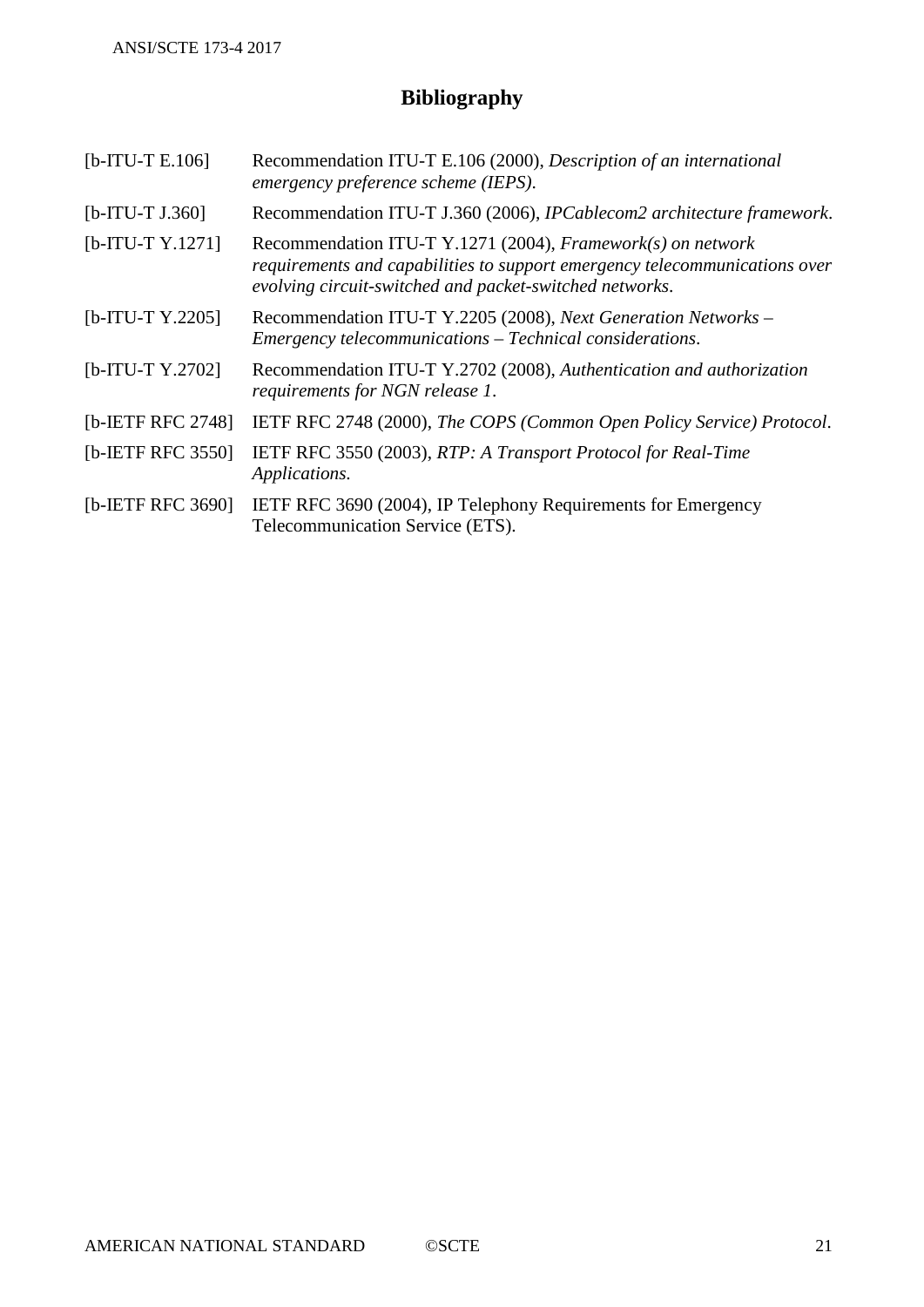# Bibliography

| | |
|---|---|
| [b-ITU-T E.106] | Recommendation ITU-T E.106 (2000), *Description of an international emergency preference scheme (IEPS)*. |
| [b-ITU-T J.360] | Recommendation ITU-T J.360 (2006), *IPCablecom2 architecture framework*. |
| [b-ITU-T Y.1271] | Recommendation ITU-T Y.1271 (2004), *Framework(s) on network requirements and capabilities to support emergency telecommunications over evolving circuit-switched and packet-switched networks*. |
| [b-ITU-T Y.2205] | Recommendation ITU-T Y.2205 (2008), *Next Generation Networks – Emergency telecommunications – Technical considerations*. |
| [b-ITU-T Y.2702] | Recommendation ITU-T Y.2702 (2008), *Authentication and authorization requirements for NGN release 1*. |
| [b-IETF RFC 2748] | IETF RFC 2748 (2000), *The COPS (Common Open Policy Service) Protocol*. |
| [b-IETF RFC 3550] | IETF RFC 3550 (2003), *RTP: A Transport Protocol for Real-Time Applications.* |
| [b-IETF RFC 3690] | IETF RFC 3690 (2004), IP Telephony Requirements for Emergency Telecommunication Service (ETS). |